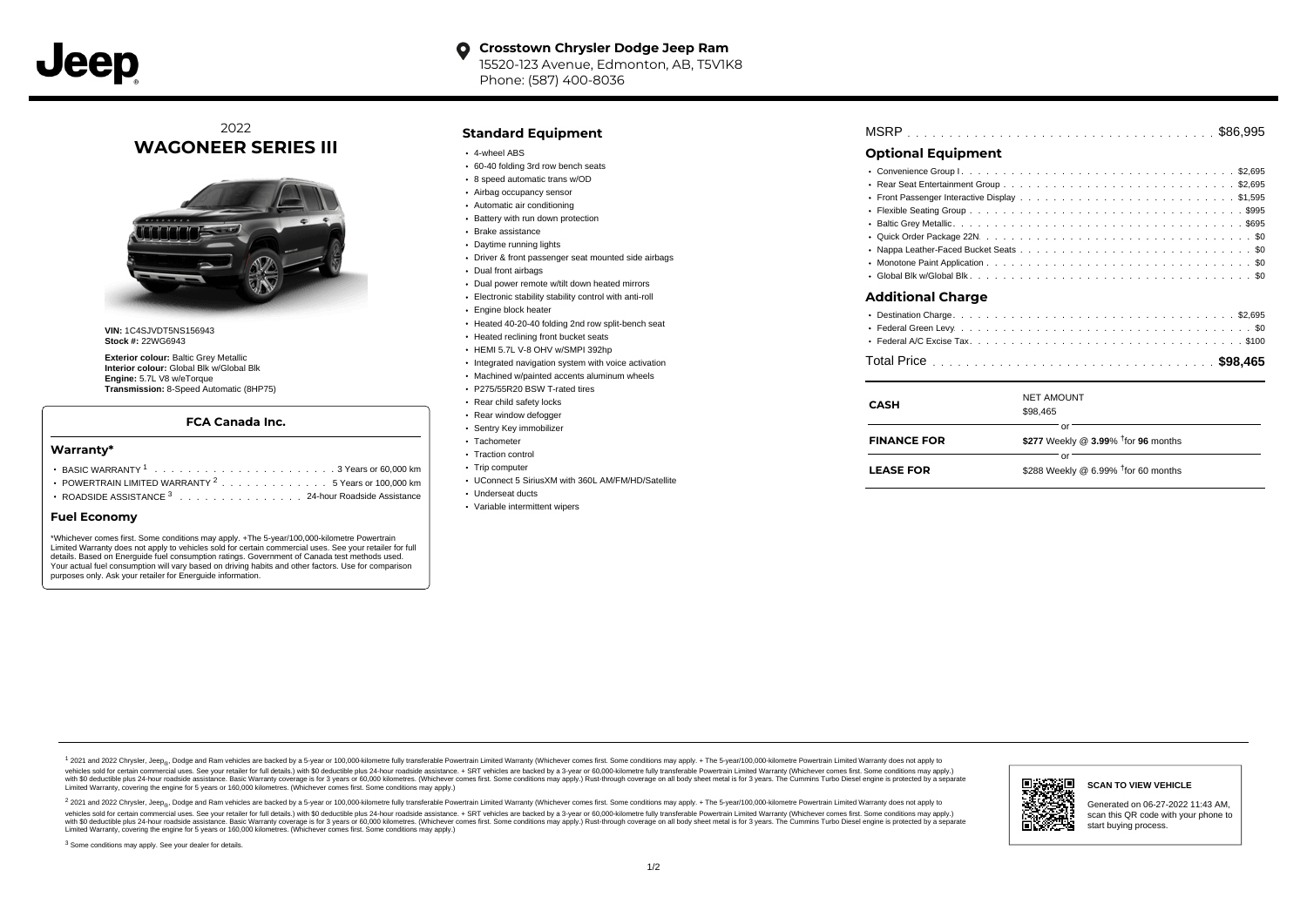# Jeep

**Crosstown Chrysler Dodge Jeep Ram**
15520-123 Avenue, Edmonton, AB, T5V1K8
Phone: (587) 400-8036

## 2022 WAGONEER SERIES III

**VIN:** 1C4SJVDT5NS156943
**Stock #:** 22WG6943

**Exterior colour:** Baltic Grey Metallic
**Interior colour:** Global Blk w/Global Blk
**Engine:** 5.7L V8 w/eTorque
**Transmission:** 8-Speed Automatic (8HP75)

### FCA Canada Inc.

#### Warranty*

- BASIC WARRANTY [1] . . . . . 3 Years or 60,000 km
- POWERTRAIN LIMITED WARRANTY [2] . . . . . 5 Years or 100,000 km
- ROADSIDE ASSISTANCE [3] . . . . . 24-hour Roadside Assistance

#### Fuel Economy

*Whichever comes first. Some conditions may apply. +The 5-year/100,000-kilometre Powertrain Limited Warranty does not apply to vehicles sold for certain commercial uses. See your retailer for full details. Based on Energuide fuel consumption ratings. Government of Canada test methods used. Your actual fuel consumption will vary based on driving habits and other factors. Use for comparison purposes only. Ask your retailer for Energuide information.

### Standard Equipment

- 4-wheel ABS
- 60-40 folding 3rd row bench seats
- 8 speed automatic trans w/OD
- Airbag occupancy sensor
- Automatic air conditioning
- Battery with run down protection
- Brake assistance
- Daytime running lights
- Driver & front passenger seat mounted side airbags
- Dual front airbags
- Dual power remote w/tilt down heated mirrors
- Electronic stability stability control with anti-roll
- Engine block heater
- Heated 40-20-40 folding 2nd row split-bench seat
- Heated reclining front bucket seats
- HEMI 5.7L V-8 OHV w/SMPI 392hp
- Integrated navigation system with voice activation
- Machined w/painted accents aluminum wheels
- P275/55R20 BSW T-rated tires
- Rear child safety locks
- Rear window defogger
- Sentry Key immobilizer
- Tachometer
- Traction control
- Trip computer
- UConnect 5 SiriusXM with 360L AM/FM/HD/Satellite
- Underseat ducts
- Variable intermittent wipers

MSRP . . . . . $86,995

### Optional Equipment

- Convenience Group I . . . . . $2,695
- Rear Seat Entertainment Group . . . . . $2,695
- Front Passenger Interactive Display . . . . . $1,595
- Flexible Seating Group . . . . . $995
- Baltic Grey Metallic . . . . . $695
- Quick Order Package 22N . . . . . $0
- Nappa Leather-Faced Bucket Seats . . . . . $0
- Monotone Paint Application . . . . . $0
- Global Blk w/Global Blk . . . . . $0

### Additional Charge

- Destination Charge . . . . . $2,695
- Federal Green Levy . . . . . $0
- Federal A/C Excise Tax . . . . . $100

Total Price . . . . . **$98,465**

| | |
|---|---|
| **CASH** | NET AMOUNT<br>$98,465 |
| | or |
| **FINANCE FOR** | **$277** Weekly @ **3.99**% †for **96** months |
| | or |
| **LEASE FOR** | $288 Weekly @ 6.99% †for 60 months |

[1] 2021 and 2022 Chrysler, Jeep®, Dodge and Ram vehicles are backed by a 5-year or 100,000-kilometre fully transferable Powertrain Limited Warranty (Whichever comes first. Some conditions may apply. + The 5-year/100,000-kilometre Powertrain Limited Warranty does not apply to vehicles sold for certain commercial uses. See your retailer for full details.) with $0 deductible plus 24-hour roadside assistance. + SRT vehicles are backed by a 3-year or 60,000-kilometre fully transferable Powertrain Limited Warranty (Whichever comes first. Some conditions may apply.) with $0 deductible plus 24-hour roadside assistance. Basic Warranty coverage is for 3 years or 60,000 kilometres. (Whichever comes first. Some conditions may apply.) Rust-through coverage on all body sheet metal is for 3 years. The Cummins Turbo Diesel engine is protected by a separate Limited Warranty, covering the engine for 5 years or 160,000 kilometres. (Whichever comes first. Some conditions may apply.)

[2] 2021 and 2022 Chrysler, Jeep®, Dodge and Ram vehicles are backed by a 5-year or 100,000-kilometre fully transferable Powertrain Limited Warranty (Whichever comes first. Some conditions may apply. + The 5-year/100,000-kilometre Powertrain Limited Warranty does not apply to vehicles sold for certain commercial uses. See your retailer for full details.) with $0 deductible plus 24-hour roadside assistance. + SRT vehicles are backed by a 3-year or 60,000-kilometre fully transferable Powertrain Limited Warranty (Whichever comes first. Some conditions may apply.) with $0 deductible plus 24-hour roadside assistance. Basic Warranty coverage is for 3 years or 60,000 kilometres. (Whichever comes first. Some conditions may apply.) Rust-through coverage on all body sheet metal is for 3 years. The Cummins Turbo Diesel engine is protected by a separate Limited Warranty, covering the engine for 5 years or 160,000 kilometres. (Whichever comes first. Some conditions may apply.)

[3] Some conditions may apply. See your dealer for details.

**SCAN TO VIEW VEHICLE**

Generated on 06-27-2022 11:43 AM, scan this QR code with your phone to start buying process.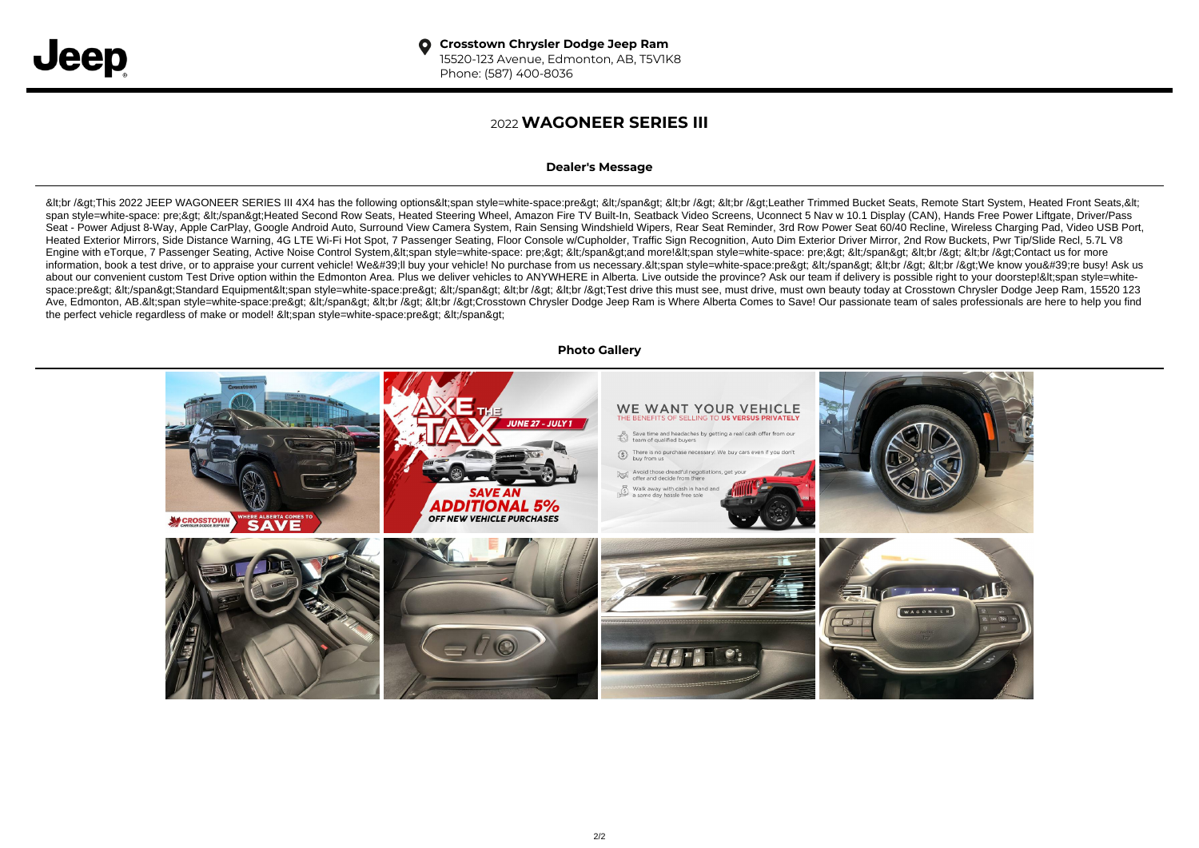**Crosstown Chrysler Dodge Jeep Ram**
15520-123 Avenue, Edmonton, AB, T5V1K8
Phone: (587) 400-8036

# 2022 **WAGONEER SERIES III**

## Dealer's Message

&lt;br /&gt;This 2022 JEEP WAGONEER SERIES III 4X4 has the following options&lt;span style=white-space:pre&gt; &lt;/span&gt; &lt;br /&gt; &lt;br /&gt;Leather Trimmed Bucket Seats, Remote Start System, Heated Front Seats,&lt; span style=white-space: pre;&gt; &lt;/span&gt;Heated Second Row Seats, Heated Steering Wheel, Amazon Fire TV Built-In, Seatback Video Screens, Uconnect 5 Nav w 10.1 Display (CAN), Hands Free Power Liftgate, Driver/Pass Seat - Power Adjust 8-Way, Apple CarPlay, Google Android Auto, Surround View Camera System, Rain Sensing Windshield Wipers, Rear Seat Reminder, 3rd Row Power Seat 60/40 Recline, Wireless Charging Pad, Video USB Port, Heated Exterior Mirrors, Side Distance Warning, 4G LTE Wi-Fi Hot Spot, 7 Passenger Seating, Floor Console w/Cupholder, Traffic Sign Recognition, Auto Dim Exterior Driver Mirror, 2nd Row Buckets, Pwr Tip/Slide Recl, 5.7L V8 Engine with eTorque, 7 Passenger Seating, Active Noise Control System,&lt;span style=white-space: pre;&gt; &lt;/span&gt;and more!&lt;span style=white-space: pre;&gt; &lt;/span&gt; &lt;br /&gt; &lt;br /&gt;Contact us for more information, book a test drive, or to appraise your current vehicle! We&#39;ll buy your vehicle! No purchase from us necessary.&lt;span style=white-space:pre&gt; &lt;/span&gt; &lt;br /&gt; &lt;br /&gt;We know you&#39;re busy! Ask us about our convenient custom Test Drive option within the Edmonton Area. Plus we deliver vehicles to ANYWHERE in Alberta. Live outside the province? Ask our team if delivery is possible right to your doorstep!&lt;span style=white-space:pre&gt; &lt;/span&gt;Standard Equipment&lt;span style=white-space:pre&gt; &lt;/span&gt; &lt;br /&gt; &lt;br /&gt;Test drive this must see, must drive, must own beauty today at Crosstown Chrysler Dodge Jeep Ram, 15520 123 Ave, Edmonton, AB.&lt;span style=white-space:pre&gt; &lt;/span&gt; &lt;br /&gt; &lt;br /&gt;Crosstown Chrysler Dodge Jeep Ram is Where Alberta Comes to Save! Our passionate team of sales professionals are here to help you find the perfect vehicle regardless of make or model! &lt;span style=white-space:pre&gt; &lt;/span&gt;

## Photo Gallery